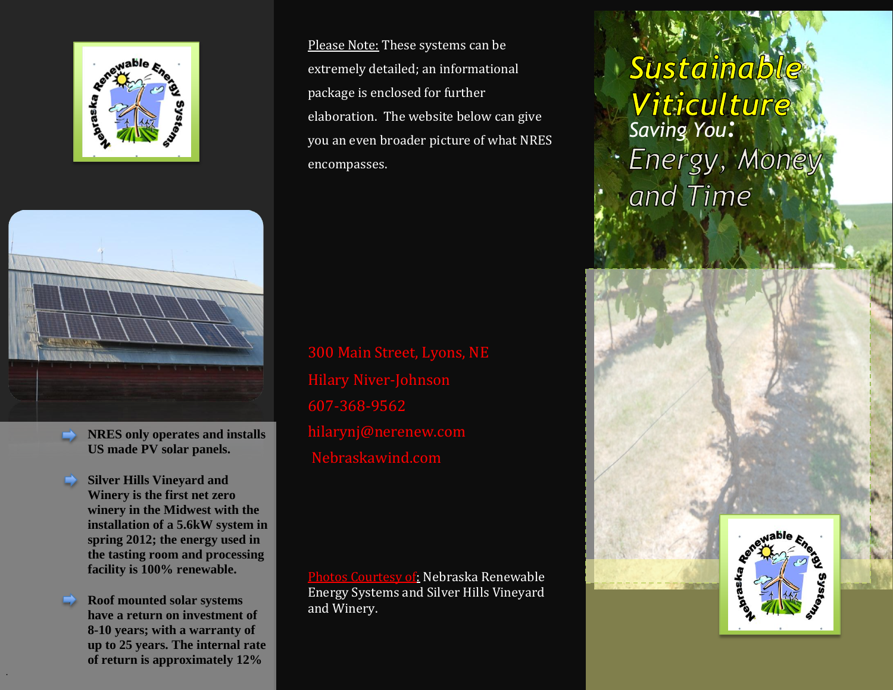# Sustainable Viticulture

*Saving You:*

## Energy, Money and Time

- NRES only operates and installs US made PV solar panels.
- Silver Hills Vineyard and Winery is the first net zero winery in the Midwest with the installation of a 5.6kW system in spring 2012; the energy used in the tasting room and processing facility is 100% renewable.
- Roof mounted solar systems have a return on investment of 8-10 years; with a warranty of up to 25 years. The internal rate of return is approximately 12%

Please Note: These systems can be extremely detailed; an informational package is enclosed for further elaboration. The website below can give you an even broader picture of what NRES encompasses.

300 Main Street, Lyons, NE
Hilary Niver-Johnson
607-368-9562
hilarynj@nerenew.com
Nebraskawind.com

Photos Courtesy of: Nebraska Renewable Energy Systems and Silver Hills Vineyard and Winery.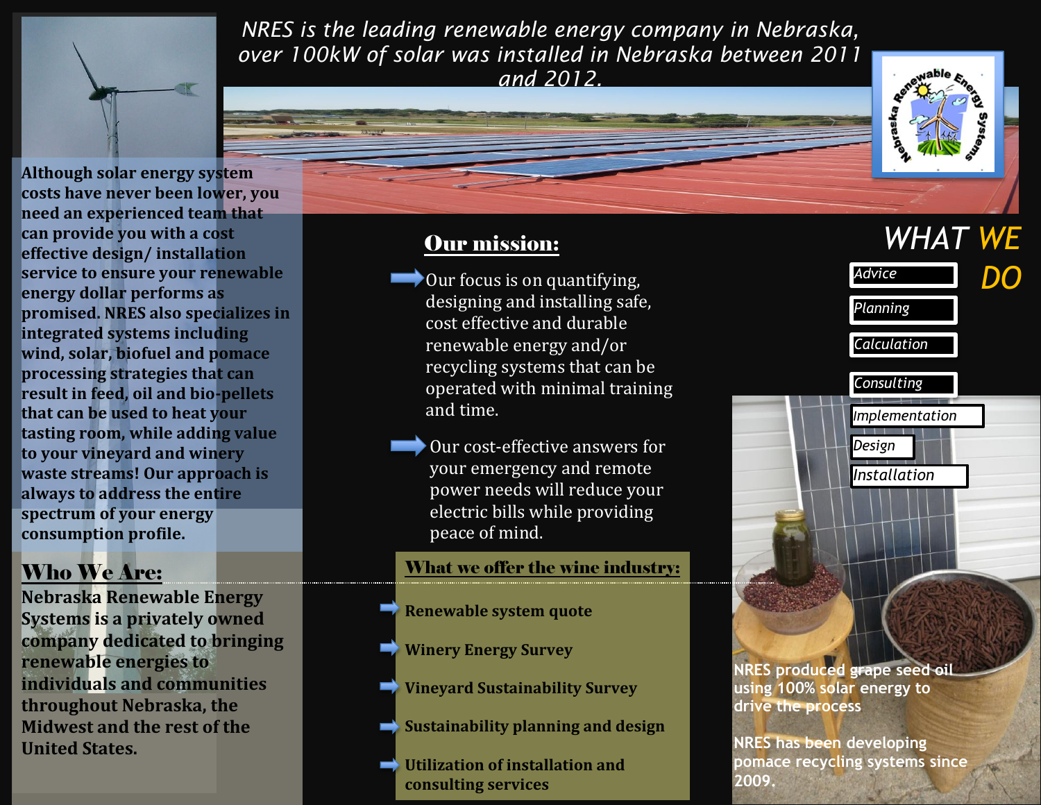*NRES is the leading renewable energy company in Nebraska, over 100kW of solar was installed in Nebraska between 2011 and 2012.*

Although solar energy system costs have never been lower, you need an experienced team that can provide you with a cost effective design/ installation service to ensure your renewable energy dollar performs as promised. NRES also specializes in integrated systems including wind, solar, biofuel and pomace processing strategies that can result in feed, oil and bio-pellets that can be used to heat your tasting room, while adding value to your vineyard and winery waste streams! Our approach is always to address the entire spectrum of your energy consumption profile.

## Who We Are:

Nebraska Renewable Energy Systems is a privately owned company dedicated to bringing renewable energies to individuals and communities throughout Nebraska, the Midwest and the rest of the United States.

## Our mission:

- Our focus is on quantifying, designing and installing safe, cost effective and durable renewable energy and/or recycling systems that can be operated with minimal training and time.
- Our cost-effective answers for your emergency and remote power needs will reduce your electric bills while providing peace of mind.

## What we offer the wine industry:

- Renewable system quote
- Winery Energy Survey
- Vineyard Sustainability Survey
- Sustainability planning and design
- Utilization of installation and consulting services

## *WHAT WE DO*

- *Advice*
- *Planning*
- *Calculation*
- *Consulting*
- *Implementation*
- *Design*
- *Installation*

NRES produced grape seed oil using 100% solar energy to drive the process

NRES has been developing pomace recycling systems since 2009.